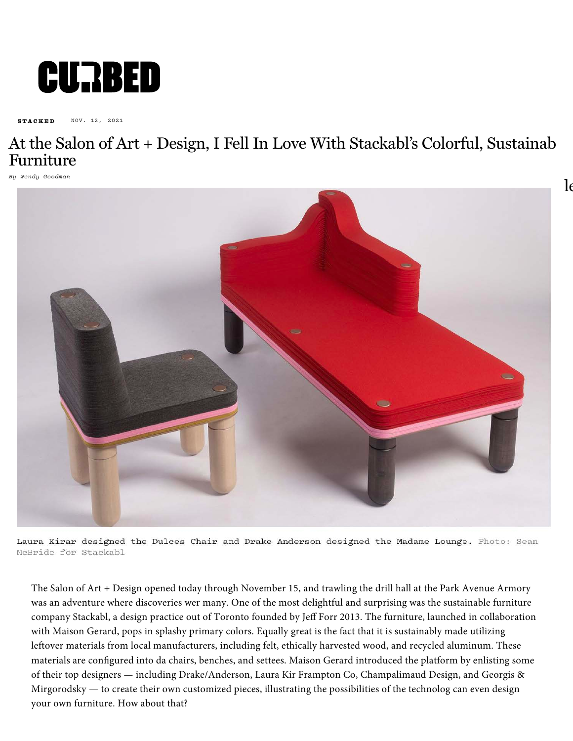# CURBED

**STACKED** NOV. 12, 2021

# At the Salon of Art + Design, I Fell In Love With Stackabl's Colorful, Sustainab Furniture

*By Wendy Goodman*

le

Laura Kirar designed the Dulces Chair and Drake Anderson designed the Madame Lounge. Photo: Sean McBride for Stackabl

The Salon of Art + Design opened today through November 15, and trawling the drill hall at the Park Avenue Armory was an adventure where discoveries wer many. One of the most delightful and surprising was the sustainable furniture company Stackabl, a design practice out of Toronto founded by Jeff Forr 2013. The furniture, launched in collaboration with Maison Gerard, pops in splashy primary colors. Equally great is the fact that it is sustainably made utilizing leftover materials from local manufacturers, including felt, ethically harvested wood, and recycled aluminum. These materials are configured into da chairs, benches, and settees. Maison Gerard introduced the platform by enlisting some of their top designers — including Drake/Anderson, Laura Kir Frampton Co, Champalimaud Design, and Georgis & Mirgorodsky — to create their own customized pieces, illustrating the possibilities of the technolog can even design your own furniture. How about that?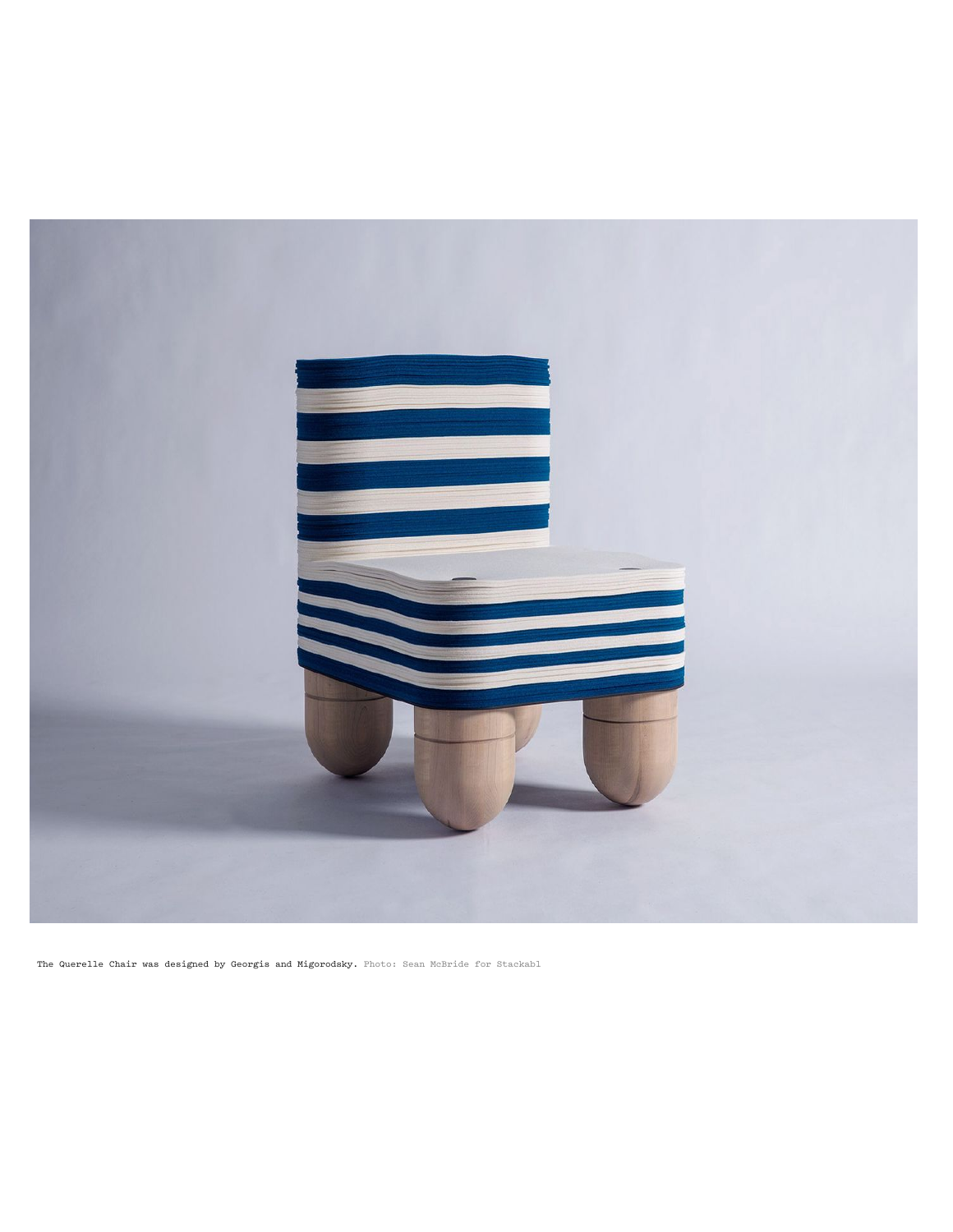The Querelle Chair was designed by Georgis and Migorodsky. Photo: Sean McBride for Stackabl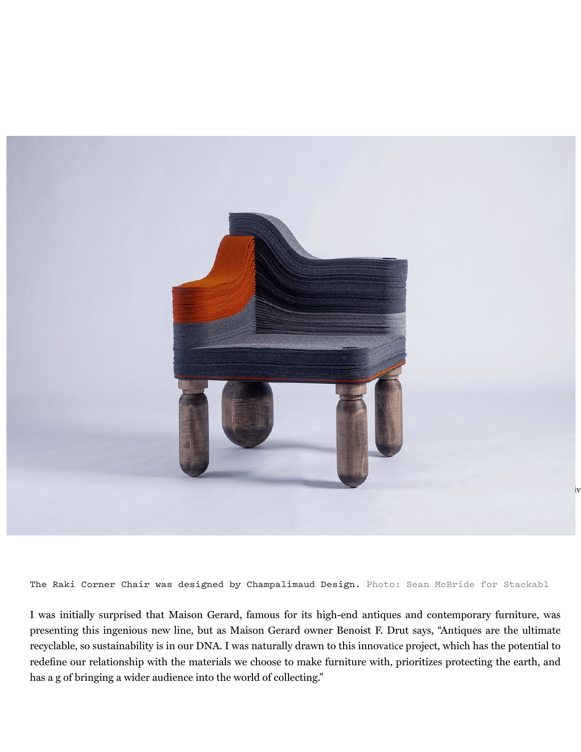The Raki Corner Chair was designed by Champalimaud Design. Photo: Sean McBride for Stackabl

I was initially surprised that Maison Gerard, famous for its high-end antiques and contemporary furniture, was presenting this ingenious new line, but as Maison Gerard owner Benoist F. Drut says, "Antiques are the ultimate recyclable, so sustainability is in our DNA. I was naturally drawn to this innovatice project, which has the potential to redefine our relationship with the materials we choose to make furniture with, prioritizes protecting the earth, and has a g of bringing a wider audience into the world of collecting."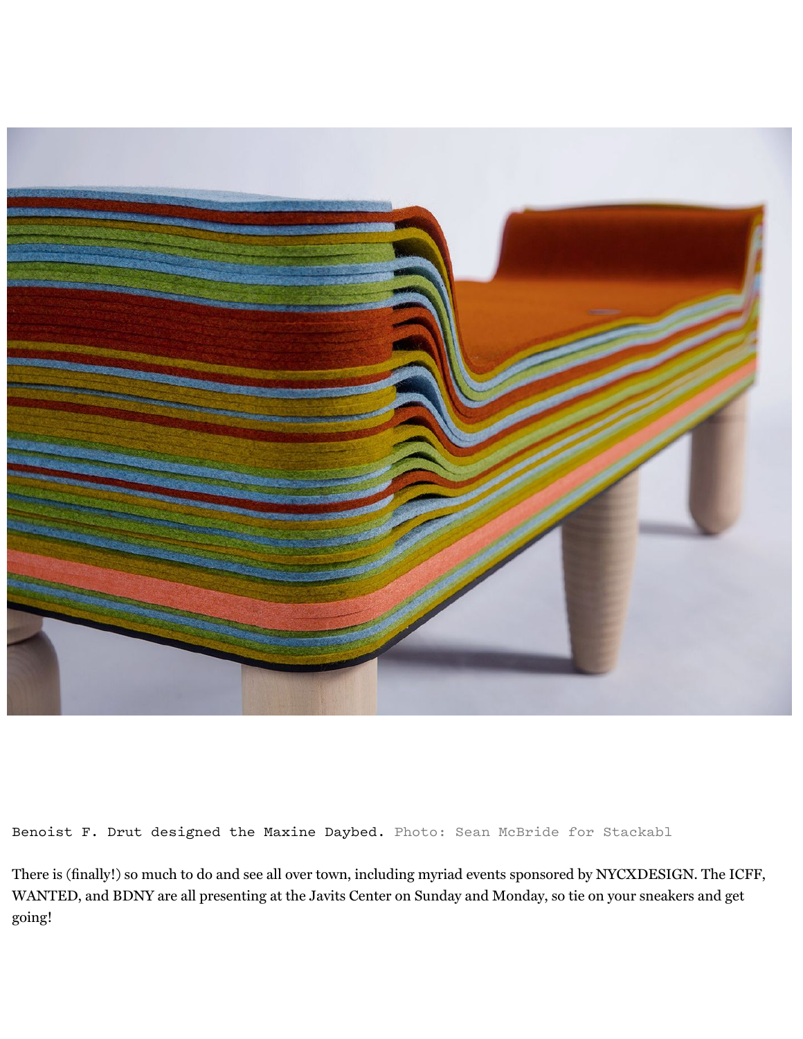Benoist F. Drut designed the Maxine Daybed. Photo: Sean McBride for Stackabl

There is (finally!) so much to do and see all over town, including myriad events sponsored by NYCXDESIGN. The ICFF, WANTED, and BDNY are all presenting at the Javits Center on Sunday and Monday, so tie on your sneakers and get going!